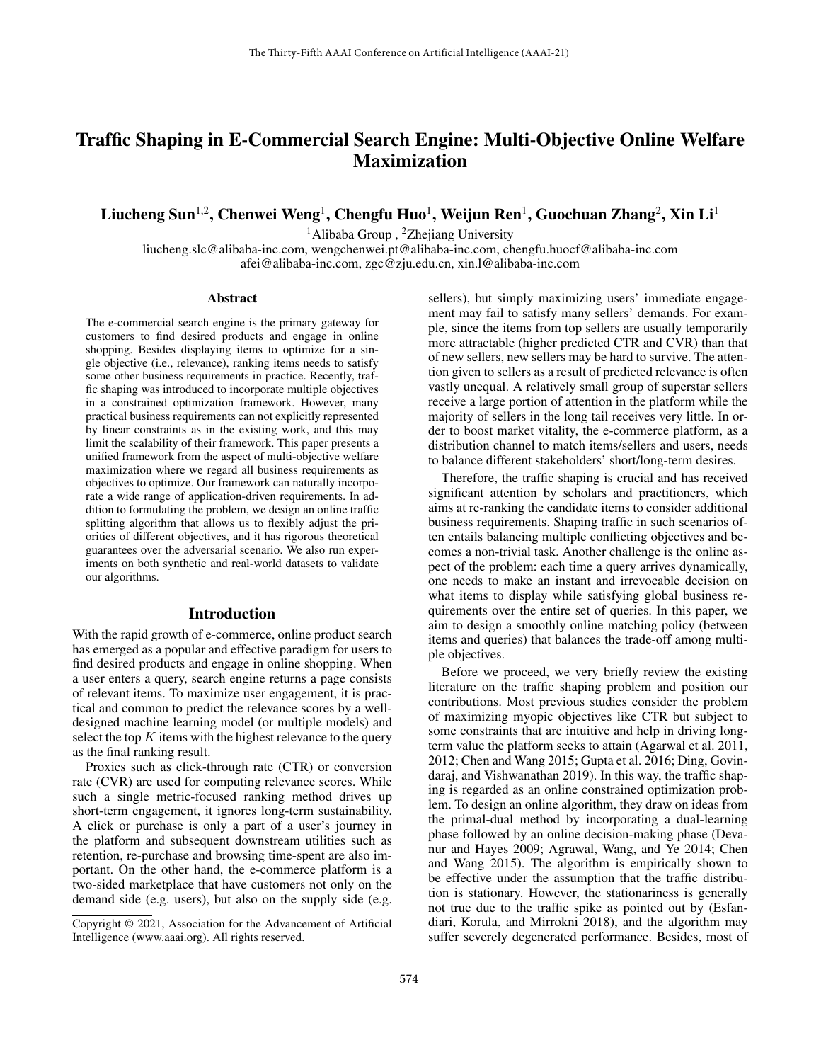# Traffic Shaping in E-Commercial Search Engine: Multi-Objective Online Welfare Maximization

**Liucheng Sun[1,2], Chenwei Weng[1], Chengfu Huo[1], Weijun Ren[1], Guochuan Zhang[2], Xin Li[1]**

[1]Alibaba Group , [2]Zhejiang University

liucheng.slc@alibaba-inc.com, wengchenwei.pt@alibaba-inc.com, chengfu.huocf@alibaba-inc.com
afei@alibaba-inc.com, zgc@zju.edu.cn, xin.l@alibaba-inc.com

## Abstract

The e-commercial search engine is the primary gateway for customers to find desired products and engage in online shopping. Besides displaying items to optimize for a single objective (i.e., relevance), ranking items needs to satisfy some other business requirements in practice. Recently, traffic shaping was introduced to incorporate multiple objectives in a constrained optimization framework. However, many practical business requirements can not explicitly represented by linear constraints as in the existing work, and this may limit the scalability of their framework. This paper presents a unified framework from the aspect of multi-objective welfare maximization where we regard all business requirements as objectives to optimize. Our framework can naturally incorporate a wide range of application-driven requirements. In addition to formulating the problem, we design an online traffic splitting algorithm that allows us to flexibly adjust the priorities of different objectives, and it has rigorous theoretical guarantees over the adversarial scenario. We also run experiments on both synthetic and real-world datasets to validate our algorithms.

## Introduction

With the rapid growth of e-commerce, online product search has emerged as a popular and effective paradigm for users to find desired products and engage in online shopping. When a user enters a query, search engine returns a page consists of relevant items. To maximize user engagement, it is practical and common to predict the relevance scores by a well-designed machine learning model (or multiple models) and select the top $K$ items with the highest relevance to the query as the final ranking result.

Proxies such as click-through rate (CTR) or conversion rate (CVR) are used for computing relevance scores. While such a single metric-focused ranking method drives up short-term engagement, it ignores long-term sustainability. A click or purchase is only a part of a user's journey in the platform and subsequent downstream utilities such as retention, re-purchase and browsing time-spent are also important. On the other hand, the e-commerce platform is a two-sided marketplace that have customers not only on the demand side (e.g. users), but also on the supply side (e.g. sellers), but simply maximizing users' immediate engagement may fail to satisfy many sellers' demands. For example, since the items from top sellers are usually temporarily more attractable (higher predicted CTR and CVR) than that of new sellers, new sellers may be hard to survive. The attention given to sellers as a result of predicted relevance is often vastly unequal. A relatively small group of superstar sellers receive a large portion of attention in the platform while the majority of sellers in the long tail receives very little. In order to boost market vitality, the e-commerce platform, as a distribution channel to match items/sellers and users, needs to balance different stakeholders' short/long-term desires.

Therefore, the traffic shaping is crucial and has received significant attention by scholars and practitioners, which aims at re-ranking the candidate items to consider additional business requirements. Shaping traffic in such scenarios often entails balancing multiple conflicting objectives and becomes a non-trivial task. Another challenge is the online aspect of the problem: each time a query arrives dynamically, one needs to make an instant and irrevocable decision on what items to display while satisfying global business requirements over the entire set of queries. In this paper, we aim to design a smoothly online matching policy (between items and queries) that balances the trade-off among multiple objectives.

Before we proceed, we very briefly review the existing literature on the traffic shaping problem and position our contributions. Most previous studies consider the problem of maximizing myopic objectives like CTR but subject to some constraints that are intuitive and help in driving long-term value the platform seeks to attain (Agarwal et al. 2011, 2012; Chen and Wang 2015; Gupta et al. 2016; Ding, Govindaraj, and Vishwanathan 2019). In this way, the traffic shaping is regarded as an online constrained optimization problem. To design an online algorithm, they draw on ideas from the primal-dual method by incorporating a dual-learning phase followed by an online decision-making phase (Devanur and Hayes 2009; Agrawal, Wang, and Ye 2014; Chen and Wang 2015). The algorithm is empirically shown to be effective under the assumption that the traffic distribution is stationary. However, the stationariness is generally not true due to the traffic spike as pointed out by (Esfandiari, Korula, and Mirrokni 2018), and the algorithm may suffer severely degenerated performance. Besides, most of

Copyright © 2021, Association for the Advancement of Artificial Intelligence (www.aaai.org). All rights reserved.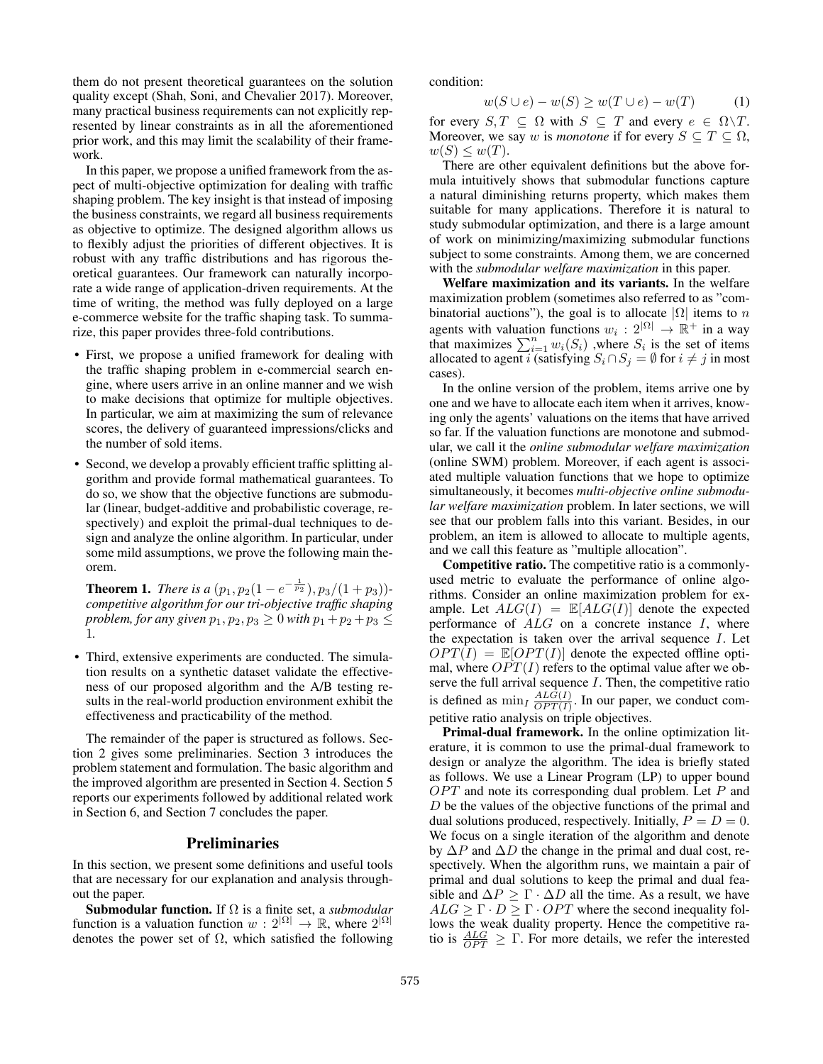them do not present theoretical guarantees on the solution quality except (Shah, Soni, and Chevalier 2017). Moreover, many practical business requirements can not explicitly represented by linear constraints as in all the aforementioned prior work, and this may limit the scalability of their framework.

In this paper, we propose a unified framework from the aspect of multi-objective optimization for dealing with traffic shaping problem. The key insight is that instead of imposing the business constraints, we regard all business requirements as objective to optimize. The designed algorithm allows us to flexibly adjust the priorities of different objectives. It is robust with any traffic distributions and has rigorous theoretical guarantees. Our framework can naturally incorporate a wide range of application-driven requirements. At the time of writing, the method was fully deployed on a large e-commerce website for the traffic shaping task. To summarize, this paper provides three-fold contributions.

- First, we propose a unified framework for dealing with the traffic shaping problem in e-commercial search engine, where users arrive in an online manner and we wish to make decisions that optimize for multiple objectives. In particular, we aim at maximizing the sum of relevance scores, the delivery of guaranteed impressions/clicks and the number of sold items.
- Second, we develop a provably efficient traffic splitting algorithm and provide formal mathematical guarantees. To do so, we show that the objective functions are submodular (linear, budget-additive and probabilistic coverage, respectively) and exploit the primal-dual techniques to design and analyze the online algorithm. In particular, under some mild assumptions, we prove the following main theorem.

  **Theorem 1.** *There is a $(p_1, p_2(1-e^{-\frac{1}{p_2}}), p_3/(1+p_3))$-competitive algorithm for our tri-objective traffic shaping problem, for any given $p_1, p_2, p_3 \geq 0$ with $p_1+p_2+p_3 \leq 1$.*
- Third, extensive experiments are conducted. The simulation results on a synthetic dataset validate the effectiveness of our proposed algorithm and the A/B testing results in the real-world production environment exhibit the effectiveness and practicability of the method.

The remainder of the paper is structured as follows. Section 2 gives some preliminaries. Section 3 introduces the problem statement and formulation. The basic algorithm and the improved algorithm are presented in Section 4. Section 5 reports our experiments followed by additional related work in Section 6, and Section 7 concludes the paper.

## Preliminaries

In this section, we present some definitions and useful tools that are necessary for our explanation and analysis throughout the paper.

**Submodular function.** If $\Omega$ is a finite set, a *submodular* function is a valuation function $w : 2^{|\Omega|} \rightarrow \mathbb{R}$, where $2^{|\Omega|}$ denotes the power set of $\Omega$, which satisfied the following condition:

$$w(S \cup e) - w(S) \geq w(T \cup e) - w(T) \tag{1}$$

for every $S, T \subseteq \Omega$ with $S \subseteq T$ and every $e \in \Omega \backslash T$. Moreover, we say $w$ is *monotone* if for every $S \subseteq T \subseteq \Omega$, $w(S) \leq w(T)$.

There are other equivalent definitions but the above formula intuitively shows that submodular functions capture a natural diminishing returns property, which makes them suitable for many applications. Therefore it is natural to study submodular optimization, and there is a large amount of work on minimizing/maximizing submodular functions subject to some constraints. Among them, we are concerned with the *submodular welfare maximization* in this paper.

**Welfare maximization and its variants.** In the welfare maximization problem (sometimes also referred to as "combinatorial auctions"), the goal is to allocate $|\Omega|$ items to $n$ agents with valuation functions $w_i : 2^{|\Omega|} \rightarrow \mathbb{R}^+$ in a way that maximizes $\sum_{i=1}^{n} w_i(S_i)$ ,where $S_i$ is the set of items allocated to agent $i$ (satisfying $S_i \cap S_j = \emptyset$ for $i \neq j$ in most cases).

In the online version of the problem, items arrive one by one and we have to allocate each item when it arrives, knowing only the agents' valuations on the items that have arrived so far. If the valuation functions are monotone and submodular, we call it the *online submodular welfare maximization* (online SWM) problem. Moreover, if each agent is associated multiple valuation functions that we hope to optimize simultaneously, it becomes *multi-objective online submodular welfare maximization* problem. In later sections, we will see that our problem falls into this variant. Besides, in our problem, an item is allowed to allocate to multiple agents, and we call this feature as "multiple allocation".

**Competitive ratio.** The competitive ratio is a commonly-used metric to evaluate the performance of online algorithms. Consider an online maximization problem for example. Let $ALG(I) = \mathbb{E}[ALG(I)]$ denote the expected performance of $ALG$ on a concrete instance $I$, where the expectation is taken over the arrival sequence $I$. Let $OPT(I) = \mathbb{E}[OPT(I)]$ denote the expected offline optimal, where $OPT(I)$ refers to the optimal value after we observe the full arrival sequence $I$. Then, the competitive ratio is defined as $\min_I \frac{ALG(I)}{OPT(I)}$. In our paper, we conduct competitive ratio analysis on triple objectives.

**Primal-dual framework.** In the online optimization literature, it is common to use the primal-dual framework to design or analyze the algorithm. The idea is briefly stated as follows. We use a Linear Program (LP) to upper bound $OPT$ and note its corresponding dual problem. Let $P$ and $D$ be the values of the objective functions of the primal and dual solutions produced, respectively. Initially, $P = D = 0$. We focus on a single iteration of the algorithm and denote by $\Delta P$ and $\Delta D$ the change in the primal and dual cost, respectively. When the algorithm runs, we maintain a pair of primal and dual solutions to keep the primal and dual feasible and $\Delta P \geq \Gamma \cdot \Delta D$ all the time. As a result, we have $ALG \geq \Gamma \cdot D \geq \Gamma \cdot OPT$ where the second inequality follows the weak duality property. Hence the competitive ratio is $\frac{ALG}{OPT} \geq \Gamma$. For more details, we refer the interested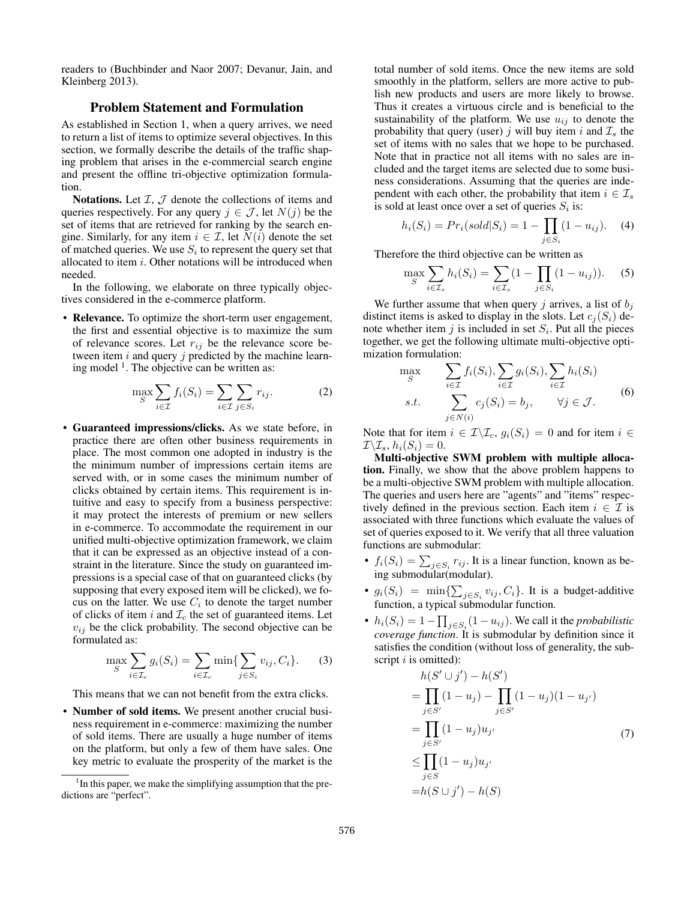readers to (Buchbinder and Naor 2007; Devanur, Jain, and Kleinberg 2013).

## Problem Statement and Formulation

As established in Section 1, when a query arrives, we need to return a list of items to optimize several objectives. In this section, we formally describe the details of the traffic shaping problem that arises in the e-commercial search engine and present the offline tri-objective optimization formulation.

**Notations.** Let $\mathcal{I}$, $\mathcal{J}$ denote the collections of items and queries respectively. For any query $j \in \mathcal{J}$, let $N(j)$ be the set of items that are retrieved for ranking by the search engine. Similarly, for any item $i \in \mathcal{I}$, let $N(i)$ denote the set of matched queries. We use $S_i$ to represent the query set that allocated to item $i$. Other notations will be introduced when needed.

In the following, we elaborate on three typically objectives considered in the e-commerce platform.

- **Relevance.** To optimize the short-term user engagement, the first and essential objective is to maximize the sum of relevance scores. Let $r_{ij}$ be the relevance score between item $i$ and query $j$ predicted by the machine learning model [1]. The objective can be written as:

$$\max_{S} \sum_{i \in \mathcal{I}} f_i(S_i) = \sum_{i \in \mathcal{I}} \sum_{j \in S_i} r_{ij}. \tag{2}$$

- **Guaranteed impressions/clicks.** As we state before, in practice there are often other business requirements in place. The most common one adopted in industry is the the minimum number of impressions certain items are served with, or in some cases the minimum number of clicks obtained by certain items. This requirement is intuitive and easy to specify from a business perspective: it may protect the interests of premium or new sellers in e-commerce. To accommodate the requirement in our unified multi-objective optimization framework, we claim that it can be expressed as an objective instead of a constraint in the literature. Since the study on guaranteed impressions is a special case of that on guaranteed clicks (by supposing that every exposed item will be clicked), we focus on the latter. We use $C_i$ to denote the target number of clicks of item $i$ and $\mathcal{I}_c$ the set of guaranteed items. Let $v_{ij}$ be the click probability. The second objective can be formulated as:

$$\max_{S} \sum_{i \in \mathcal{I}_c} g_i(S_i) = \sum_{i \in \mathcal{I}_c} \min\{\sum_{j \in S_i} v_{ij}, C_i\}. \tag{3}$$

  This means that we can not benefit from the extra clicks.

- **Number of sold items.** We present another crucial business requirement in e-commerce: maximizing the number of sold items. There are usually a huge number of items on the platform, but only a few of them have sales. One key metric to evaluate the prosperity of the market is the total number of sold items. Once the new items are sold smoothly in the platform, sellers are more active to publish new products and users are more likely to browse. Thus it creates a virtuous circle and is beneficial to the sustainability of the platform. We use $u_{ij}$ to denote the probability that query (user) $j$ will buy item $i$ and $\mathcal{I}_s$ the set of items with no sales that we hope to be purchased. Note that in practice not all items with no sales are included and the target items are selected due to some business considerations. Assuming that the queries are independent with each other, the probability that item $i \in \mathcal{I}_s$ is sold at least once over a set of queries $S_i$ is:

$$h_i(S_i) = Pr_i(sold|S_i) = 1 - \prod_{j \in S_i}(1 - u_{ij}). \tag{4}$$

  Therefore the third objective can be written as

$$\max_{S} \sum_{i \in \mathcal{I}_s} h_i(S_i) = \sum_{i \in \mathcal{I}_s}(1 - \prod_{j \in S_i}(1 - u_{ij})). \tag{5}$$

We further assume that when query $j$ arrives, a list of $b_j$ distinct items is asked to display in the slots. Let $c_j(S_i)$ denote whether item $j$ is included in set $S_i$. Put all the pieces together, we get the following ultimate multi-objective optimization formulation:

$$\begin{aligned} \max_{S} \quad & \sum_{i \in \mathcal{I}} f_i(S_i), \sum_{i \in \mathcal{I}} g_i(S_i), \sum_{i \in \mathcal{I}} h_i(S_i) \\ s.t. \quad & \sum_{j \in N(i)} c_j(S_i) = b_j, \qquad \forall j \in \mathcal{J}. \end{aligned} \tag{6}$$

Note that for item $i \in \mathcal{I} \backslash \mathcal{I}_c$, $g_i(S_i) = 0$ and for item $i \in \mathcal{I} \backslash \mathcal{I}_s$, $h_i(S_i) = 0$.

**Multi-objective SWM problem with multiple allocation.** Finally, we show that the above problem happens to be a multi-objective SWM problem with multiple allocation. The queries and users here are "agents" and "items" respectively defined in the previous section. Each item $i \in \mathcal{I}$ is associated with three functions which evaluate the values of set of queries exposed to it. We verify that all three valuation functions are submodular:

- $f_i(S_i) = \sum_{j \in S_i} r_{ij}$. It is a linear function, known as being submodular(modular).
- $g_i(S_i) = \min\{\sum_{j \in S_i} v_{ij}, C_i\}$. It is a budget-additive function, a typical submodular function.
- $h_i(S_i) = 1 - \prod_{j \in S_i}(1 - u_{ij})$. We call it the *probabilistic coverage function*. It is submodular by definition since it satisfies the condition (without loss of generality, the subscript $i$ is omitted):

$$\begin{aligned} & h(S' \cup j') - h(S') \\ =& \prod_{j \in S'}(1 - u_j) - \prod_{j \in S'}(1 - u_j)(1 - u_{j'}) \\ =& \prod_{j \in S'}(1 - u_j)u_{j'} \\ \leq& \prod_{j \in S}(1 - u_j)u_{j'} \\ =& h(S \cup j') - h(S) \end{aligned} \tag{7}$$

[1] In this paper, we make the simplifying assumption that the predictions are "perfect".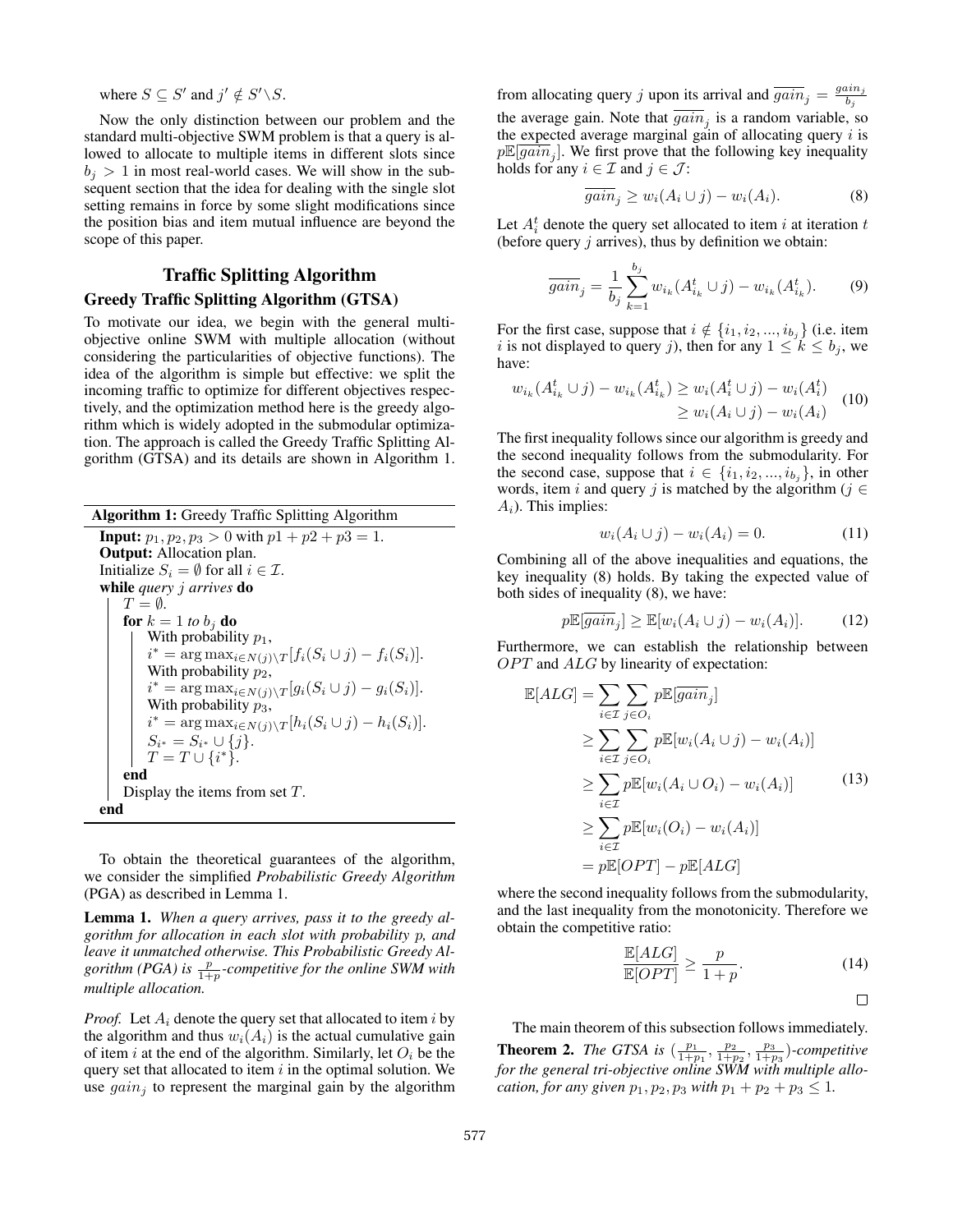where $S \subseteq S'$ and $j' \notin S' \backslash S$.

Now the only distinction between our problem and the standard multi-objective SWM problem is that a query is allowed to allocate to multiple items in different slots since $b_j > 1$ in most real-world cases. We will show in the subsequent section that the idea for dealing with the single slot setting remains in force by some slight modifications since the position bias and item mutual influence are beyond the scope of this paper.

## Traffic Splitting Algorithm

### Greedy Traffic Splitting Algorithm (GTSA)

To motivate our idea, we begin with the general multi-objective online SWM with multiple allocation (without considering the particularities of objective functions). The idea of the algorithm is simple but effective: we split the incoming traffic to optimize for different objectives respectively, and the optimization method here is the greedy algorithm which is widely adopted in the submodular optimization. The approach is called the Greedy Traffic Splitting Algorithm (GTSA) and its details are shown in Algorithm 1.

---

**Algorithm 1:** Greedy Traffic Splitting Algorithm

---

**Input:** $p_1, p_2, p_3 > 0$ with $p1 + p2 + p3 = 1$.
**Output:** Allocation plan.
Initialize $S_i = \emptyset$ for all $i \in \mathcal{I}$.
**while** *query j arrives* **do**
  $T = \emptyset$.
  **for** $k = 1$ *to* $b_j$ **do**
    With probability $p_1$,
    $i^* = \arg\max_{i \in N(j) \backslash T}[f_i(S_i \cup j) - f_i(S_i)]$.
    With probability $p_2$,
    $i^* = \arg\max_{i \in N(j) \backslash T}[g_i(S_i \cup j) - g_i(S_i)]$.
    With probability $p_3$,
    $i^* = \arg\max_{i \in N(j) \backslash T}[h_i(S_i \cup j) - h_i(S_i)]$.
    $S_{i^*} = S_{i^*} \cup \{j\}$.
    $T = T \cup \{i^*\}$.
  **end**
  Display the items from set $T$.
**end**

---

To obtain the theoretical guarantees of the algorithm, we consider the simplified *Probabilistic Greedy Algorithm* (PGA) as described in Lemma 1.

**Lemma 1.** *When a query arrives, pass it to the greedy algorithm for allocation in each slot with probability p, and leave it unmatched otherwise. This Probabilistic Greedy Algorithm (PGA) is $\frac{p}{1+p}$-competitive for the online SWM with multiple allocation.*

*Proof.* Let $A_i$ denote the query set that allocated to item $i$ by the algorithm and thus $w_i(A_i)$ is the actual cumulative gain of item $i$ at the end of the algorithm. Similarly, let $O_i$ be the query set that allocated to item $i$ in the optimal solution. We use $gain_j$ to represent the marginal gain by the algorithm from allocating query $j$ upon its arrival and $\overline{gain}_j = \frac{gain_j}{b_j}$ the average gain. Note that $\overline{gain}_j$ is a random variable, so the expected average marginal gain of allocating query $i$ is $p\mathbb{E}[\overline{gain}_j]$. We first prove that the following key inequality holds for any $i \in \mathcal{I}$ and $j \in \mathcal{J}$:

$$\overline{gain}_j \geq w_i(A_i \cup j) - w_i(A_i). \tag{8}$$

Let $A_i^t$ denote the query set allocated to item $i$ at iteration $t$ (before query $j$ arrives), thus by definition we obtain:

$$\overline{gain}_j = \frac{1}{b_j} \sum_{k=1}^{b_j} w_{i_k}(A_{i_k}^t \cup j) - w_{i_k}(A_{i_k}^t). \tag{9}$$

For the first case, suppose that $i \notin \{i_1, i_2, ..., i_{b_j}\}$ (i.e. item $i$ is not displayed to query $j$), then for any $1 \leq k \leq b_j$, we have:

$$\begin{aligned} w_{i_k}(A_{i_k}^t \cup j) - w_{i_k}(A_{i_k}^t) &\geq w_i(A_i^t \cup j) - w_i(A_i^t) \\ &\geq w_i(A_i \cup j) - w_i(A_i) \end{aligned} \tag{10}$$

The first inequality follows since our algorithm is greedy and the second inequality follows from the submodularity. For the second case, suppose that $i \in \{i_1, i_2, ..., i_{b_j}\}$, in other words, item $i$ and query $j$ is matched by the algorithm ($j \in A_i$). This implies:

$$w_i(A_i \cup j) - w_i(A_i) = 0. \tag{11}$$

Combining all of the above inequalities and equations, the key inequality (8) holds. By taking the expected value of both sides of inequality (8), we have:

$$p\mathbb{E}[\overline{gain}_j] \geq \mathbb{E}[w_i(A_i \cup j) - w_i(A_i)]. \tag{12}$$

Furthermore, we can establish the relationship between $OPT$ and $ALG$ by linearity of expectation:

$$\begin{aligned} \mathbb{E}[ALG] &= \sum_{i \in \mathcal{I}} \sum_{j \in O_i} p\mathbb{E}[\overline{gain}_j] \\ &\geq \sum_{i \in \mathcal{I}} \sum_{j \in O_i} p\mathbb{E}[w_i(A_i \cup j) - w_i(A_i)] \\ &\geq \sum_{i \in \mathcal{I}} p\mathbb{E}[w_i(A_i \cup O_i) - w_i(A_i)] \\ &\geq \sum_{i \in \mathcal{I}} p\mathbb{E}[w_i(O_i) - w_i(A_i)] \\ &= p\mathbb{E}[OPT] - p\mathbb{E}[ALG] \end{aligned} \tag{13}$$

where the second inequality follows from the submodularity, and the last inequality from the monotonicity. Therefore we obtain the competitive ratio:

$$\frac{\mathbb{E}[ALG]}{\mathbb{E}[OPT]} \geq \frac{p}{1+p}. \tag{14}$$

□

The main theorem of this subsection follows immediately.

**Theorem 2.** *The GTSA is $(\frac{p_1}{1+p_1}, \frac{p_2}{1+p_2}, \frac{p_3}{1+p_3})$-competitive for the general tri-objective online SWM with multiple allocation, for any given $p_1, p_2, p_3$ with $p_1 + p_2 + p_3 \leq 1$.*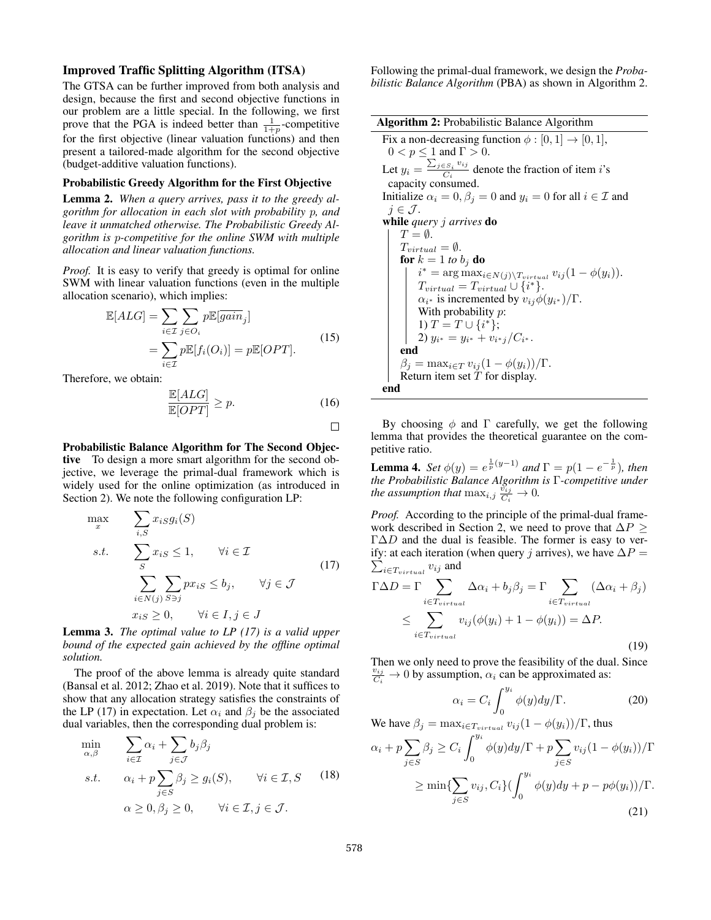### Improved Traffic Splitting Algorithm (ITSA)

The GTSA can be further improved from both analysis and design, because the first and second objective functions in our problem are a little special. In the following, we first prove that the PGA is indeed better than $\frac{1}{1+p}$-competitive for the first objective (linear valuation functions) and then present a tailored-made algorithm for the second objective (budget-additive valuation functions).

#### Probabilistic Greedy Algorithm for the First Objective

**Lemma 2.** *When a query arrives, pass it to the greedy algorithm for allocation in each slot with probability p, and leave it unmatched otherwise. The Probabilistic Greedy Algorithm is p-competitive for the online SWM with multiple allocation and linear valuation functions.*

*Proof.* It is easy to verify that greedy is optimal for online SWM with linear valuation functions (even in the multiple allocation scenario), which implies:

$$\begin{aligned}\mathbb{E}[ALG] &= \sum_{i\in\mathcal{I}}\sum_{j\in O_i} p\mathbb{E}[\overline{gain}_j] \\ &= \sum_{i\in\mathcal{I}} p\mathbb{E}[f_i(O_i)] = p\mathbb{E}[OPT].\end{aligned} \tag{15}$$

Therefore, we obtain:

$$\frac{\mathbb{E}[ALG]}{\mathbb{E}[OPT]} \geq p. \tag{16}$$

□

**Probabilistic Balance Algorithm for The Second Objective** To design a more smart algorithm for the second objective, we leverage the primal-dual framework which is widely used for the online optimization (as introduced in Section 2). We note the following configuration LP:

$$\begin{aligned}\max_{x} \quad & \sum_{i,S} x_{iS} g_i(S) \\ s.t. \quad & \sum_{S} x_{iS} \leq 1, \qquad \forall i \in \mathcal{I} \\ & \sum_{i\in N(j)}\sum_{S\ni j} p x_{iS} \leq b_j, \qquad \forall j \in \mathcal{J} \\ & x_{iS} \geq 0, \qquad \forall i \in I, j \in J\end{aligned} \tag{17}$$

**Lemma 3.** *The optimal value to LP (17) is a valid upper bound of the expected gain achieved by the offline optimal solution.*

The proof of the above lemma is already quite standard (Bansal et al. 2012; Zhao et al. 2019). Note that it suffices to show that any allocation strategy satisfies the constraints of the LP (17) in expectation. Let $\alpha_i$ and $\beta_j$ be the associated dual variables, then the corresponding dual problem is:

$$\begin{aligned}\min_{\alpha,\beta} \quad & \sum_{i\in\mathcal{I}} \alpha_i + \sum_{j\in\mathcal{J}} b_j\beta_j \\ s.t. \quad & \alpha_i + p\sum_{j\in S}\beta_j \geq g_i(S), \qquad \forall i \in \mathcal{I}, S \\ & \alpha \geq 0, \beta_j \geq 0, \qquad \forall i \in \mathcal{I}, j \in \mathcal{J}.\end{aligned} \tag{18}$$

Following the primal-dual framework, we design the *Probabilistic Balance Algorithm* (PBA) as shown in Algorithm 2.

**Algorithm 2:** Probabilistic Balance Algorithm

```
Fix a non-decreasing function φ : [0,1] → [0,1],
  0 < p ≤ 1 and Γ > 0.
Let y_i = (Σ_{j∈S_i} v_ij) / C_i denote the fraction of item i's
  capacity consumed.
Initialize α_i = 0, β_j = 0 and y_i = 0 for all i ∈ I and
  j ∈ J.
while query j arrives do
    T = ∅.
    T_virtual = ∅.
    for k = 1 to b_j do
        i* = argmax_{i∈N(j)\T_virtual} v_ij(1 − φ(y_i)).
        T_virtual = T_virtual ∪ {i*}.
        α_{i*} is incremented by v_ij φ(y_{i*})/Γ.
        With probability p:
        1) T = T ∪ {i*};
        2) y_{i*} = y_{i*} + v_{i*j}/C_{i*}.
    end
    β_j = max_{i∈T} v_ij(1 − φ(y_i))/Γ.
    Return item set T for display.
end
```

By choosing $\phi$ and $\Gamma$ carefully, we get the following lemma that provides the theoretical guarantee on the competitive ratio.

**Lemma 4.** *Set $\phi(y) = e^{\frac{1}{p}(y-1)}$ and $\Gamma = p(1-e^{-\frac{1}{p}})$, then the Probabilistic Balance Algorithm is $\Gamma$-competitive under the assumption that $\max_{i,j}\frac{v_{ij}}{C_i} \to 0$.*

*Proof.* According to the principle of the primal-dual framework described in Section 2, we need to prove that $\Delta P \geq \Gamma\Delta D$ and the dual is feasible. The former is easy to verify: at each iteration (when query $j$ arrives), we have $\Delta P = \sum_{i\in T_{virtual}} v_{ij}$ and

$$\begin{aligned}\Gamma\Delta D &= \Gamma\sum_{i\in T_{virtual}}\Delta\alpha_i + b_j\beta_j = \Gamma\sum_{i\in T_{virtual}}(\Delta\alpha_i + \beta_j) \\ &\leq \sum_{i\in T_{virtual}} v_{ij}(\phi(y_i) + 1 - \phi(y_i)) = \Delta P.\end{aligned} \tag{19}$$

Then we only need to prove the feasibility of the dual. Since $\frac{v_{ij}}{C_i} \to 0$ by assumption, $\alpha_i$ can be approximated as:

$$\alpha_i = C_i\int_0^{y_i}\phi(y)dy/\Gamma. \tag{20}$$

We have $\beta_j = \max_{i\in T_{virtual}} v_{ij}(1-\phi(y_i))/\Gamma$, thus

$$\begin{aligned}\alpha_i + p\sum_{j\in S}\beta_j &\geq C_i\int_0^{y_i}\phi(y)dy/\Gamma + p\sum_{j\in S} v_{ij}(1-\phi(y_i))/\Gamma \\ &\geq \min\{\sum_{j\in S} v_{ij}, C_i\}(\int_0^{y_i}\phi(y)dy + p - p\phi(y_i))/\Gamma.\end{aligned} \tag{21}$$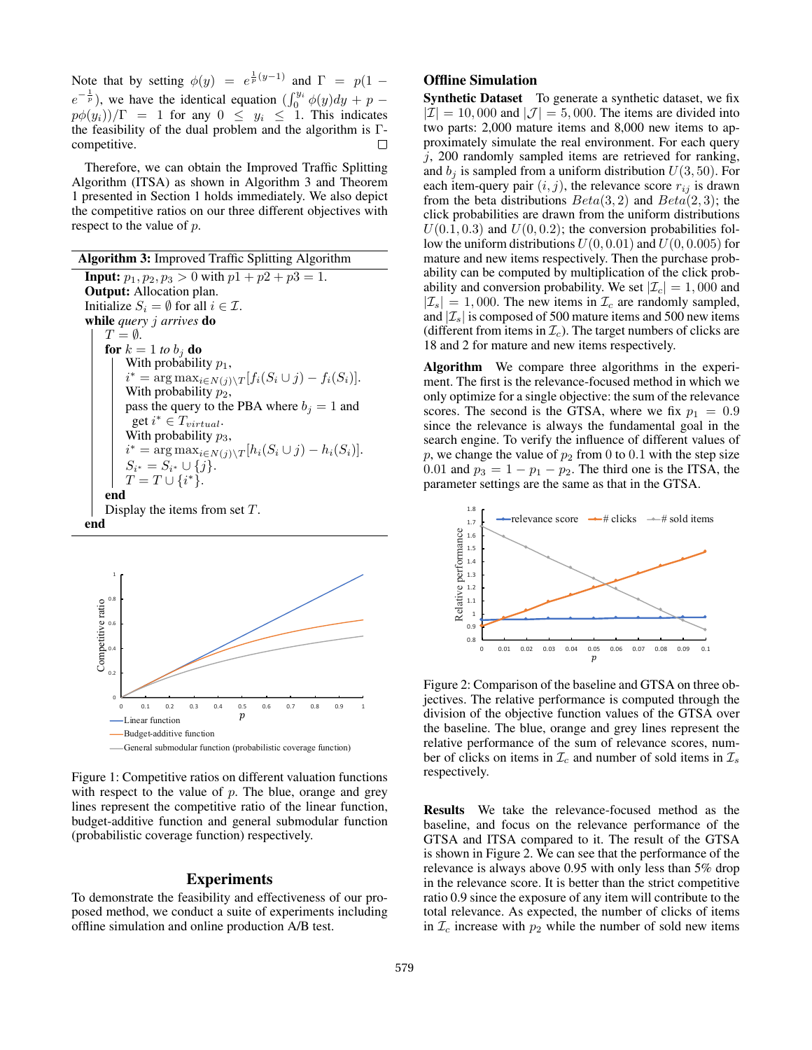Note that by setting $\phi(y) = e^{\frac{1}{p}(y-1)}$ and $\Gamma = p(1 - e^{-\frac{1}{p}})$, we have the identical equation $(\int_0^{y_i} \phi(y)dy + p - p\phi(y_i))/\Gamma = 1$ for any $0 \le y_i \le 1$. This indicates the feasibility of the dual problem and the algorithm is $\Gamma$-competitive. □

Therefore, we can obtain the Improved Traffic Splitting Algorithm (ITSA) as shown in Algorithm 3 and Theorem 1 presented in Section 1 holds immediately. We also depict the competitive ratios on our three different objectives with respect to the value of $p$.

**Algorithm 3:** Improved Traffic Splitting Algorithm

```
Input: p1, p2, p3 > 0 with p1 + p2 + p3 = 1.
Output: Allocation plan.
Initialize S_i = ∅ for all i ∈ I.
while query j arrives do
    T = ∅.
    for k = 1 to b_j do
        With probability p1,
        i* = argmax_{i∈N(j)\T} [f_i(S_i ∪ j) − f_i(S_i)].
        With probability p2,
        pass the query to the PBA where b_j = 1 and
         get i* ∈ T_virtual.
        With probability p3,
        i* = argmax_{i∈N(j)\T} [h_i(S_i ∪ j) − h_i(S_i)].
        S_{i*} = S_{i*} ∪ {j}.
        T = T ∪ {i*}.
    end
    Display the items from set T.
end
```

Figure 1: Competitive ratios on different valuation functions with respect to the value of $p$. The blue, orange and grey lines represent the competitive ratio of the linear function, budget-additive function and general submodular function (probabilistic coverage function) respectively.

## Experiments

To demonstrate the feasibility and effectiveness of our proposed method, we conduct a suite of experiments including offline simulation and online production A/B test.

### Offline Simulation

**Synthetic Dataset** To generate a synthetic dataset, we fix $|\mathcal{I}| = 10,000$ and $|\mathcal{J}| = 5,000$. The items are divided into two parts: 2,000 mature items and 8,000 new items to approximately simulate the real environment. For each query $j$, 200 randomly sampled items are retrieved for ranking, and $b_j$ is sampled from a uniform distribution $U(3, 50)$. For each item-query pair $(i, j)$, the relevance score $r_{ij}$ is drawn from the beta distributions $Beta(3, 2)$ and $Beta(2, 3)$; the click probabilities are drawn from the uniform distributions $U(0.1, 0.3)$ and $U(0, 0.2)$; the conversion probabilities follow the uniform distributions $U(0, 0.01)$ and $U(0, 0.005)$ for mature and new items respectively. Then the purchase probability can be computed by multiplication of the click probability and conversion probability. We set $|\mathcal{I}_c| = 1,000$ and $|\mathcal{I}_s| = 1,000$. The new items in $\mathcal{I}_c$ are randomly sampled, and $|\mathcal{I}_s|$ is composed of 500 mature items and 500 new items (different from items in $\mathcal{I}_c$). The target numbers of clicks are 18 and 2 for mature and new items respectively.

**Algorithm** We compare three algorithms in the experiment. The first is the relevance-focused method in which we only optimize for a single objective: the sum of the relevance scores. The second is the GTSA, where we fix $p_1 = 0.9$ since the relevance is always the fundamental goal in the search engine. To verify the influence of different values of $p$, we change the value of $p_2$ from 0 to 0.1 with the step size 0.01 and $p_3 = 1 - p_1 - p_2$. The third one is the ITSA, the parameter settings are the same as that in the GTSA.

Figure 2: Comparison of the baseline and GTSA on three objectives. The relative performance is computed through the division of the objective function values of the GTSA over the baseline. The blue, orange and grey lines represent the relative performance of the sum of relevance scores, number of clicks on items in $\mathcal{I}_c$ and number of sold items in $\mathcal{I}_s$ respectively.

**Results** We take the relevance-focused method as the baseline, and focus on the relevance performance of the GTSA and ITSA compared to it. The result of the GTSA is shown in Figure 2. We can see that the performance of the relevance is always above 0.95 with only less than 5% drop in the relevance score. It is better than the strict competitive ratio 0.9 since the exposure of any item will contribute to the total relevance. As expected, the number of clicks of items in $\mathcal{I}_c$ increase with $p_2$ while the number of sold new items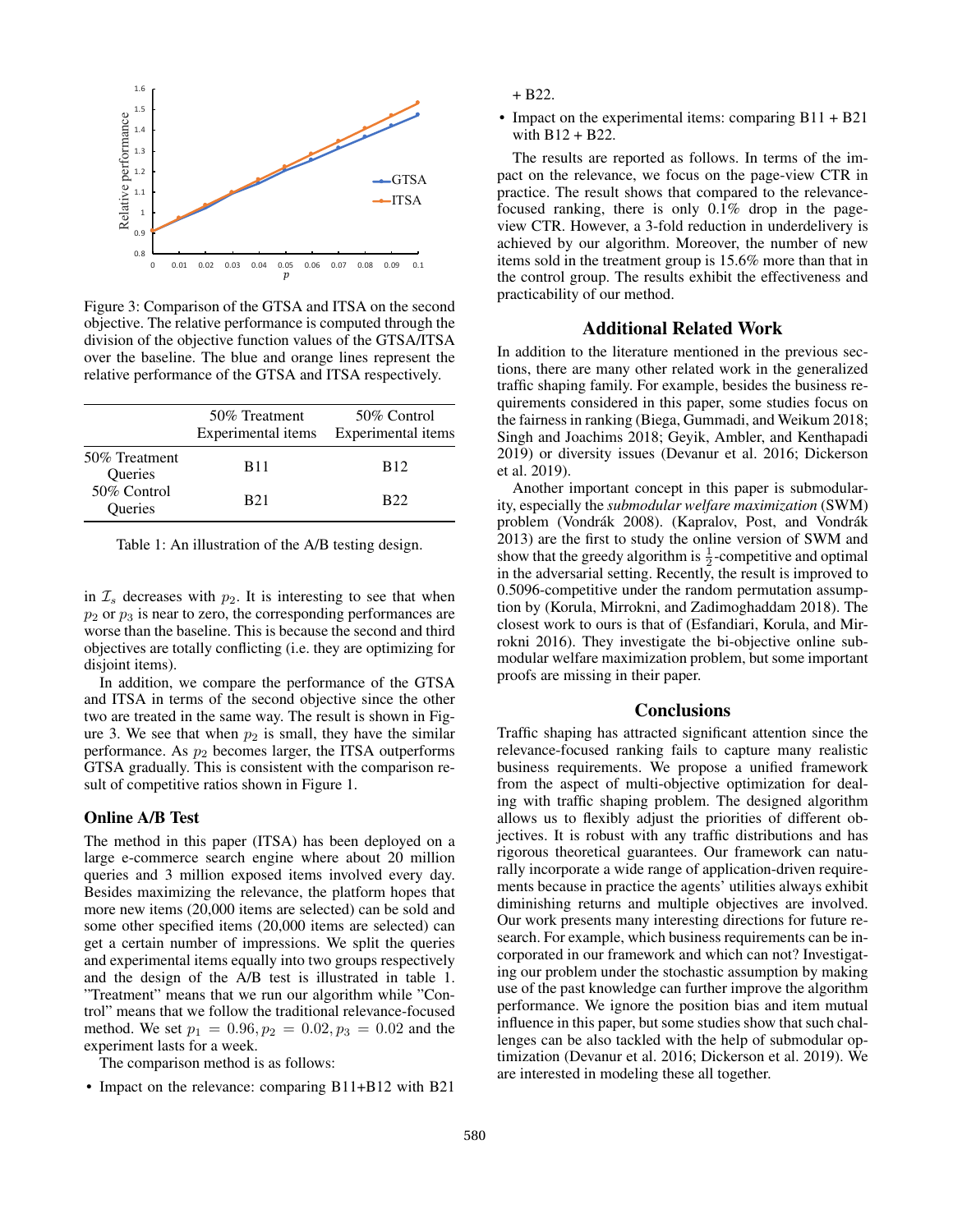Figure 3: Comparison of the GTSA and ITSA on the second objective. The relative performance is computed through the division of the objective function values of the GTSA/ITSA over the baseline. The blue and orange lines represent the relative performance of the GTSA and ITSA respectively.

| | 50% Treatment Experimental items | 50% Control Experimental items |
|---|---|---|
| 50% Treatment Queries | B11 | B12 |
| 50% Control Queries | B21 | B22 |

Table 1: An illustration of the A/B testing design.

in $\mathcal{I}_s$ decreases with $p_2$. It is interesting to see that when $p_2$ or $p_3$ is near to zero, the corresponding performances are worse than the baseline. This is because the second and third objectives are totally conflicting (i.e. they are optimizing for disjoint items).

In addition, we compare the performance of the GTSA and ITSA in terms of the second objective since the other two are treated in the same way. The result is shown in Figure 3. We see that when $p_2$ is small, they have the similar performance. As $p_2$ becomes larger, the ITSA outperforms GTSA gradually. This is consistent with the comparison result of competitive ratios shown in Figure 1.

### Online A/B Test

The method in this paper (ITSA) has been deployed on a large e-commerce search engine where about 20 million queries and 3 million exposed items involved every day. Besides maximizing the relevance, the platform hopes that more new items (20,000 items are selected) can be sold and some other specified items (20,000 items are selected) can get a certain number of impressions. We split the queries and experimental items equally into two groups respectively and the design of the A/B test is illustrated in table 1. "Treatment" means that we run our algorithm while "Control" means that we follow the traditional relevance-focused method. We set $p_1 = 0.96, p_2 = 0.02, p_3 = 0.02$ and the experiment lasts for a week.

The comparison method is as follows:

- Impact on the relevance: comparing B11+B12 with B21 + B22.
- Impact on the experimental items: comparing B11 + B21 with B12 + B22.

The results are reported as follows. In terms of the impact on the relevance, we focus on the page-view CTR in practice. The result shows that compared to the relevance-focused ranking, there is only 0.1% drop in the page-view CTR. However, a 3-fold reduction in underdelivery is achieved by our algorithm. Moreover, the number of new items sold in the treatment group is 15.6% more than that in the control group. The results exhibit the effectiveness and practicability of our method.

## Additional Related Work

In addition to the literature mentioned in the previous sections, there are many other related work in the generalized traffic shaping family. For example, besides the business requirements considered in this paper, some studies focus on the fairness in ranking (Biega, Gummadi, and Weikum 2018; Singh and Joachims 2018; Geyik, Ambler, and Kenthapadi 2019) or diversity issues (Devanur et al. 2016; Dickerson et al. 2019).

Another important concept in this paper is submodularity, especially the *submodular welfare maximization* (SWM) problem (Vondrák 2008). (Kapralov, Post, and Vondrák 2013) are the first to study the online version of SWM and show that the greedy algorithm is $\frac{1}{2}$-competitive and optimal in the adversarial setting. Recently, the result is improved to 0.5096-competitive under the random permutation assumption by (Korula, Mirrokni, and Zadimoghaddam 2018). The closest work to ours is that of (Esfandiari, Korula, and Mirrokni 2016). They investigate the bi-objective online submodular welfare maximization problem, but some important proofs are missing in their paper.

## Conclusions

Traffic shaping has attracted significant attention since the relevance-focused ranking fails to capture many realistic business requirements. We propose a unified framework from the aspect of multi-objective optimization for dealing with traffic shaping problem. The designed algorithm allows us to flexibly adjust the priorities of different objectives. It is robust with any traffic distributions and has rigorous theoretical guarantees. Our framework can naturally incorporate a wide range of application-driven requirements because in practice the agents' utilities always exhibit diminishing returns and multiple objectives are involved. Our work presents many interesting directions for future research. For example, which business requirements can be incorporated in our framework and which can not? Investigating our problem under the stochastic assumption by making use of the past knowledge can further improve the algorithm performance. We ignore the position bias and item mutual influence in this paper, but some studies show that such challenges can be also tackled with the help of submodular optimization (Devanur et al. 2016; Dickerson et al. 2019). We are interested in modeling these all together.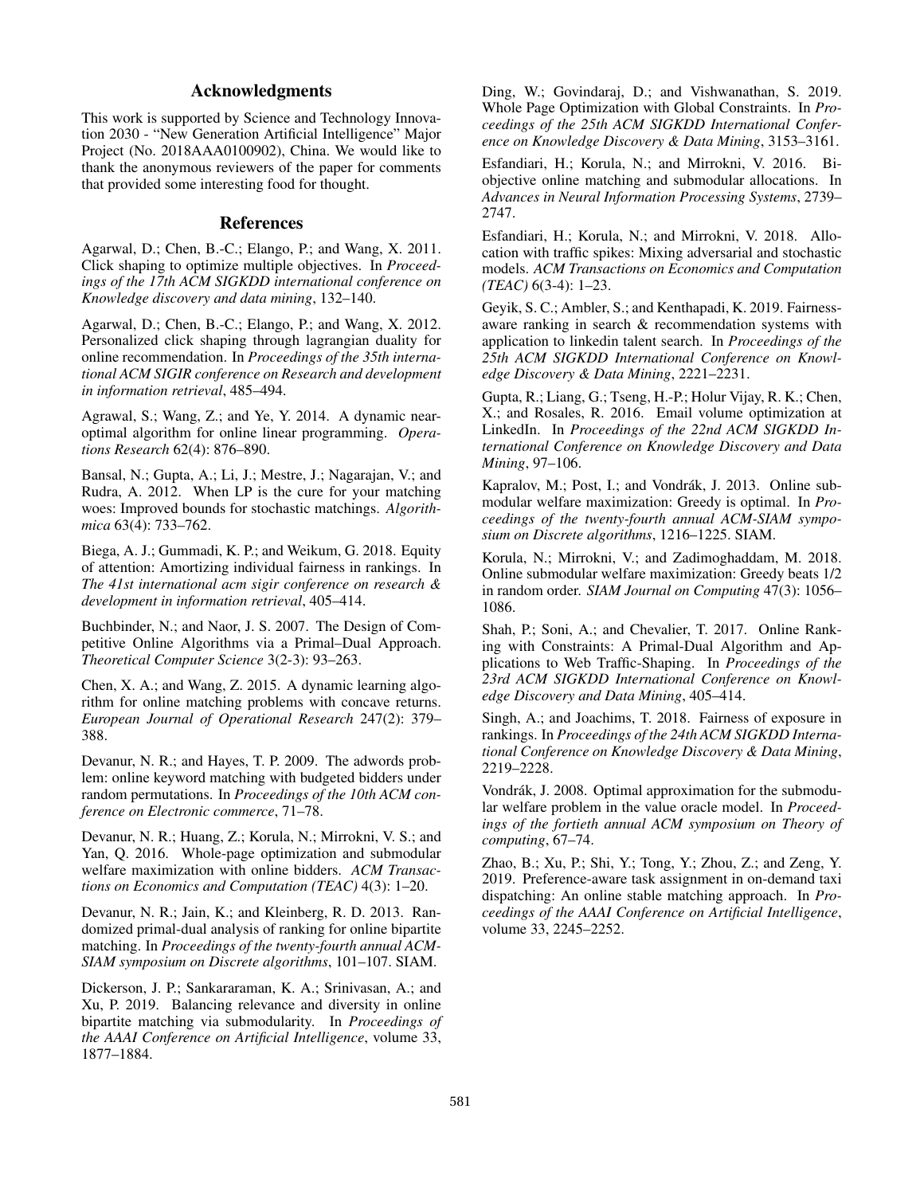## Acknowledgments

This work is supported by Science and Technology Innovation 2030 - "New Generation Artificial Intelligence" Major Project (No. 2018AAA0100902), China. We would like to thank the anonymous reviewers of the paper for comments that provided some interesting food for thought.

## References

Agarwal, D.; Chen, B.-C.; Elango, P.; and Wang, X. 2011. Click shaping to optimize multiple objectives. In *Proceedings of the 17th ACM SIGKDD international conference on Knowledge discovery and data mining*, 132–140.

Agarwal, D.; Chen, B.-C.; Elango, P.; and Wang, X. 2012. Personalized click shaping through lagrangian duality for online recommendation. In *Proceedings of the 35th international ACM SIGIR conference on Research and development in information retrieval*, 485–494.

Agrawal, S.; Wang, Z.; and Ye, Y. 2014. A dynamic near-optimal algorithm for online linear programming. *Operations Research* 62(4): 876–890.

Bansal, N.; Gupta, A.; Li, J.; Mestre, J.; Nagarajan, V.; and Rudra, A. 2012. When LP is the cure for your matching woes: Improved bounds for stochastic matchings. *Algorithmica* 63(4): 733–762.

Biega, A. J.; Gummadi, K. P.; and Weikum, G. 2018. Equity of attention: Amortizing individual fairness in rankings. In *The 41st international acm sigir conference on research & development in information retrieval*, 405–414.

Buchbinder, N.; and Naor, J. S. 2007. The Design of Competitive Online Algorithms via a Primal–Dual Approach. *Theoretical Computer Science* 3(2-3): 93–263.

Chen, X. A.; and Wang, Z. 2015. A dynamic learning algorithm for online matching problems with concave returns. *European Journal of Operational Research* 247(2): 379–388.

Devanur, N. R.; and Hayes, T. P. 2009. The adwords problem: online keyword matching with budgeted bidders under random permutations. In *Proceedings of the 10th ACM conference on Electronic commerce*, 71–78.

Devanur, N. R.; Huang, Z.; Korula, N.; Mirrokni, V. S.; and Yan, Q. 2016. Whole-page optimization and submodular welfare maximization with online bidders. *ACM Transactions on Economics and Computation (TEAC)* 4(3): 1–20.

Devanur, N. R.; Jain, K.; and Kleinberg, R. D. 2013. Randomized primal-dual analysis of ranking for online bipartite matching. In *Proceedings of the twenty-fourth annual ACM-SIAM symposium on Discrete algorithms*, 101–107. SIAM.

Dickerson, J. P.; Sankararaman, K. A.; Srinivasan, A.; and Xu, P. 2019. Balancing relevance and diversity in online bipartite matching via submodularity. In *Proceedings of the AAAI Conference on Artificial Intelligence*, volume 33, 1877–1884.

Ding, W.; Govindaraj, D.; and Vishwanathan, S. 2019. Whole Page Optimization with Global Constraints. In *Proceedings of the 25th ACM SIGKDD International Conference on Knowledge Discovery & Data Mining*, 3153–3161.

Esfandiari, H.; Korula, N.; and Mirrokni, V. 2016. Bi-objective online matching and submodular allocations. In *Advances in Neural Information Processing Systems*, 2739–2747.

Esfandiari, H.; Korula, N.; and Mirrokni, V. 2018. Allocation with traffic spikes: Mixing adversarial and stochastic models. *ACM Transactions on Economics and Computation (TEAC)* 6(3-4): 1–23.

Geyik, S. C.; Ambler, S.; and Kenthapadi, K. 2019. Fairness-aware ranking in search & recommendation systems with application to linkedin talent search. In *Proceedings of the 25th ACM SIGKDD International Conference on Knowledge Discovery & Data Mining*, 2221–2231.

Gupta, R.; Liang, G.; Tseng, H.-P.; Holur Vijay, R. K.; Chen, X.; and Rosales, R. 2016. Email volume optimization at LinkedIn. In *Proceedings of the 22nd ACM SIGKDD International Conference on Knowledge Discovery and Data Mining*, 97–106.

Kapralov, M.; Post, I.; and Vondrák, J. 2013. Online submodular welfare maximization: Greedy is optimal. In *Proceedings of the twenty-fourth annual ACM-SIAM symposium on Discrete algorithms*, 1216–1225. SIAM.

Korula, N.; Mirrokni, V.; and Zadimoghaddam, M. 2018. Online submodular welfare maximization: Greedy beats 1/2 in random order. *SIAM Journal on Computing* 47(3): 1056–1086.

Shah, P.; Soni, A.; and Chevalier, T. 2017. Online Ranking with Constraints: A Primal-Dual Algorithm and Applications to Web Traffic-Shaping. In *Proceedings of the 23rd ACM SIGKDD International Conference on Knowledge Discovery and Data Mining*, 405–414.

Singh, A.; and Joachims, T. 2018. Fairness of exposure in rankings. In *Proceedings of the 24th ACM SIGKDD International Conference on Knowledge Discovery & Data Mining*, 2219–2228.

Vondrák, J. 2008. Optimal approximation for the submodular welfare problem in the value oracle model. In *Proceedings of the fortieth annual ACM symposium on Theory of computing*, 67–74.

Zhao, B.; Xu, P.; Shi, Y.; Tong, Y.; Zhou, Z.; and Zeng, Y. 2019. Preference-aware task assignment in on-demand taxi dispatching: An online stable matching approach. In *Proceedings of the AAAI Conference on Artificial Intelligence*, volume 33, 2245–2252.